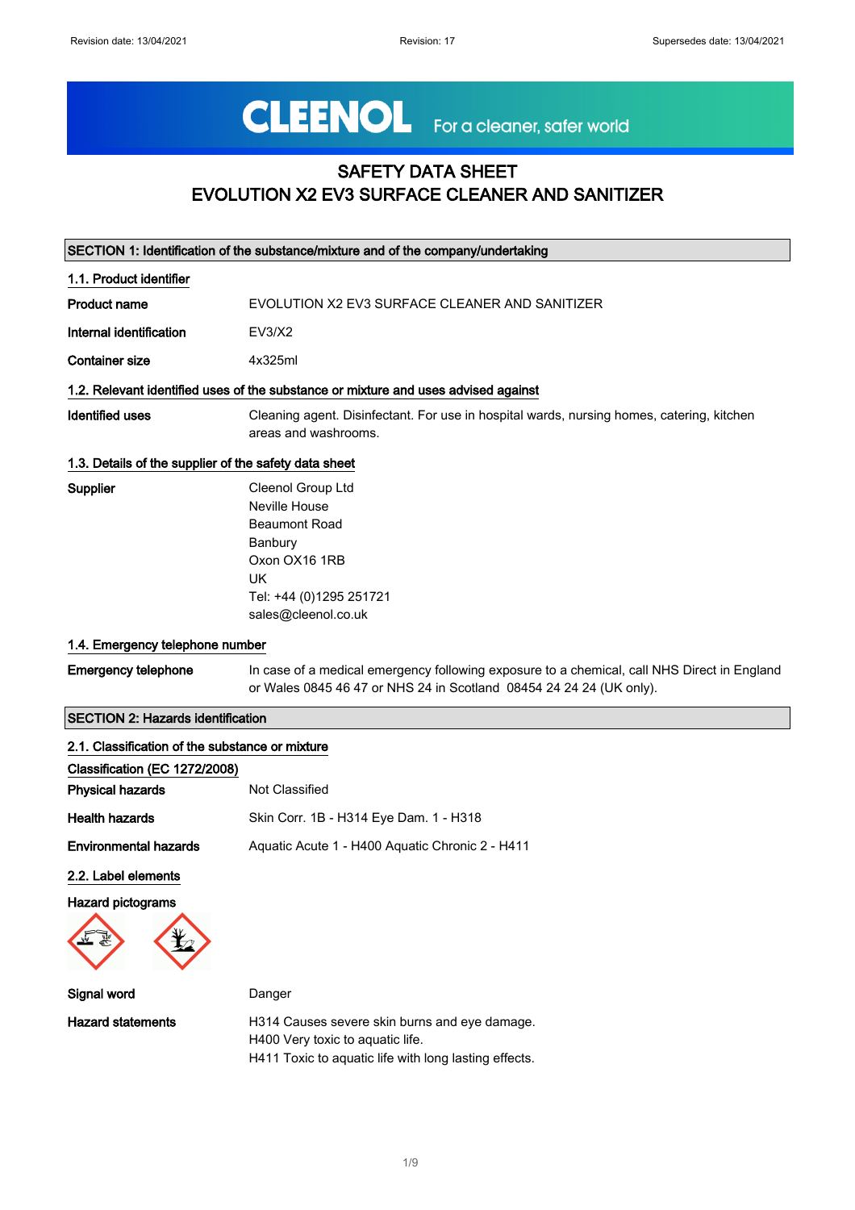# CLEENOL For a cleaner, safer world

## SAFETY DATA SHEET
## EVOLUTION X2 EV3 SURFACE CLEANER AND SANITIZER

### SECTION 1: Identification of the substance/mixture and of the company/undertaking

#### 1.1. Product identifier

**Product name** EVOLUTION X2 EV3 SURFACE CLEANER AND SANITIZER

**Internal identification** EV3/X2

**Container size** 4x325ml

#### 1.2. Relevant identified uses of the substance or mixture and uses advised against

**Identified uses** Cleaning agent. Disinfectant. For use in hospital wards, nursing homes, catering, kitchen areas and washrooms.

#### 1.3. Details of the supplier of the safety data sheet

**Supplier**
Cleenol Group Ltd
Neville House
Beaumont Road
Banbury
Oxon OX16 1RB
UK
Tel: +44 (0)1295 251721
sales@cleenol.co.uk

#### 1.4. Emergency telephone number

**Emergency telephone** In case of a medical emergency following exposure to a chemical, call NHS Direct in England or Wales 0845 46 47 or NHS 24 in Scotland 08454 24 24 24 (UK only).

### SECTION 2: Hazards identification

#### 2.1. Classification of the substance or mixture

**Classification (EC 1272/2008)**

**Physical hazards** Not Classified

**Health hazards** Skin Corr. 1B - H314 Eye Dam. 1 - H318

**Environmental hazards** Aquatic Acute 1 - H400 Aquatic Chronic 2 - H411

#### 2.2. Label elements

**Hazard pictograms**

**Signal word** Danger

**Hazard statements**
H314 Causes severe skin burns and eye damage.
H400 Very toxic to aquatic life.
H411 Toxic to aquatic life with long lasting effects.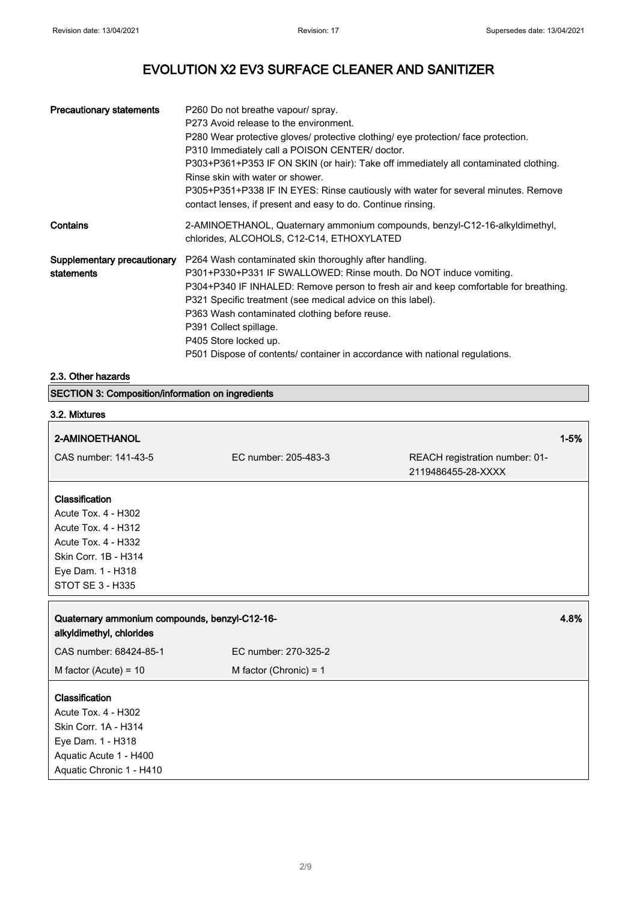# EVOLUTION X2 EV3 SURFACE CLEANER AND SANITIZER

| | |
|---|---|
| **Precautionary statements** | P260 Do not breathe vapour/ spray.<br>P273 Avoid release to the environment.<br>P280 Wear protective gloves/ protective clothing/ eye protection/ face protection.<br>P310 Immediately call a POISON CENTER/ doctor.<br>P303+P361+P353 IF ON SKIN (or hair): Take off immediately all contaminated clothing. Rinse skin with water or shower.<br>P305+P351+P338 IF IN EYES: Rinse cautiously with water for several minutes. Remove contact lenses, if present and easy to do. Continue rinsing. |
| **Contains** | 2-AMINOETHANOL, Quaternary ammonium compounds, benzyl-C12-16-alkyldimethyl, chlorides, ALCOHOLS, C12-C14, ETHOXYLATED |
| **Supplementary precautionary statements** | P264 Wash contaminated skin thoroughly after handling.<br>P301+P330+P331 IF SWALLOWED: Rinse mouth. Do NOT induce vomiting.<br>P304+P340 IF INHALED: Remove person to fresh air and keep comfortable for breathing.<br>P321 Specific treatment (see medical advice on this label).<br>P363 Wash contaminated clothing before reuse.<br>P391 Collect spillage.<br>P405 Store locked up.<br>P501 Dispose of contents/ container in accordance with national regulations. |

### 2.3. Other hazards

## SECTION 3: Composition/information on ingredients

### 3.2. Mixtures

**2-AMINOETHANOL** 1-5%

| CAS number: 141-43-5 | EC number: 205-483-3 | REACH registration number: 01-2119486455-28-XXXX |
|---|---|---|

**Classification**

Acute Tox. 4 - H302
Acute Tox. 4 - H312
Acute Tox. 4 - H332
Skin Corr. 1B - H314
Eye Dam. 1 - H318
STOT SE 3 - H335

**Quaternary ammonium compounds, benzyl-C12-16-alkyldimethyl, chlorides** 4.8%

| CAS number: 68424-85-1 | EC number: 270-325-2 |
|---|---|
| M factor (Acute) = 10 | M factor (Chronic) = 1 |

**Classification**

Acute Tox. 4 - H302
Skin Corr. 1A - H314
Eye Dam. 1 - H318
Aquatic Acute 1 - H400
Aquatic Chronic 1 - H410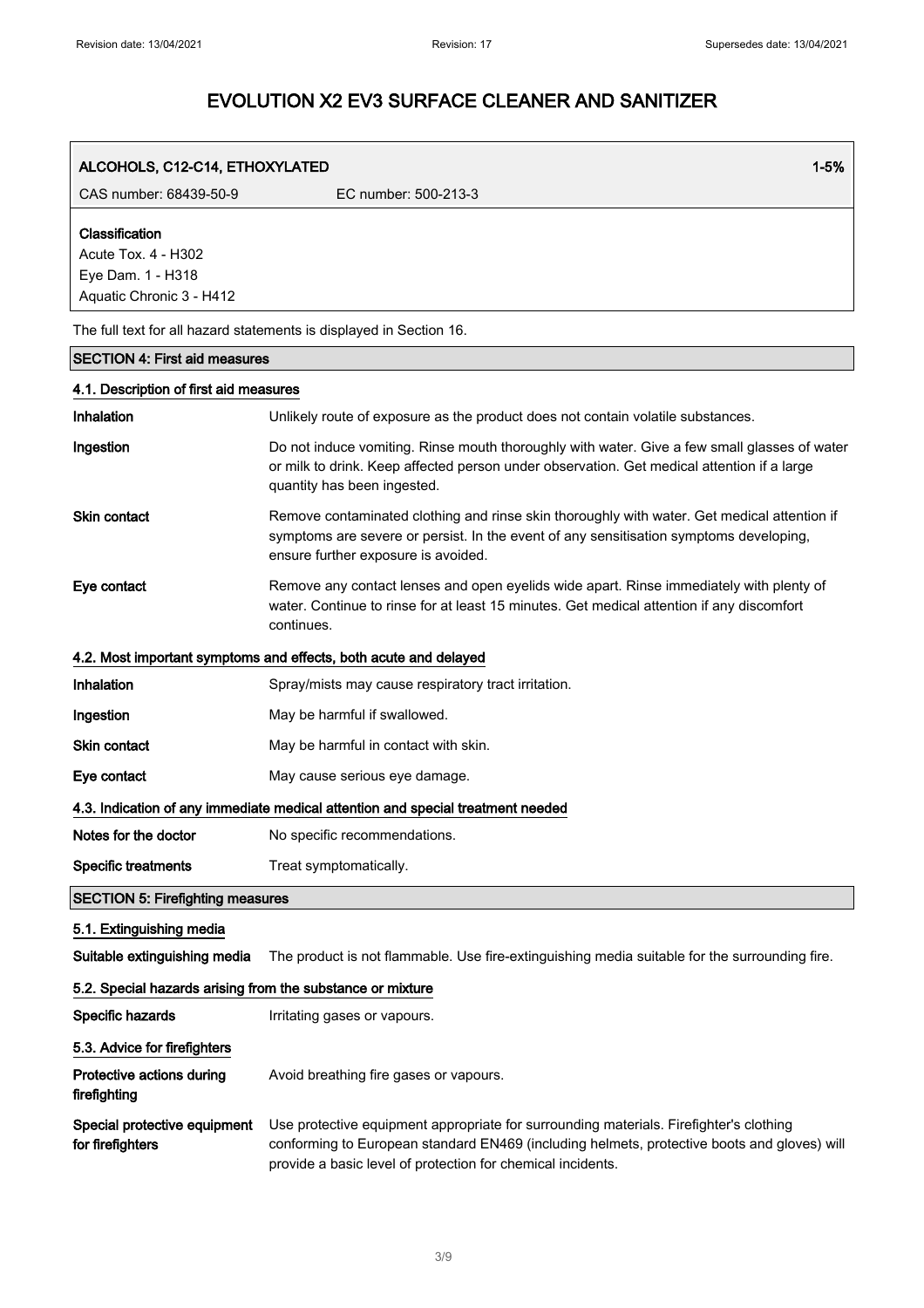# EVOLUTION X2 EV3 SURFACE CLEANER AND SANITIZER

| ALCOHOLS, C12-C14, ETHOXYLATED | | 1-5% |
|---|---|---|
| CAS number: 68439-50-9 | EC number: 500-213-3 | |

**Classification**
Acute Tox. 4 - H302
Eye Dam. 1 - H318
Aquatic Chronic 3 - H412

The full text for all hazard statements is displayed in Section 16.

## SECTION 4: First aid measures

### 4.1. Description of first aid measures

| | |
|---|---|
| **Inhalation** | Unlikely route of exposure as the product does not contain volatile substances. |
| **Ingestion** | Do not induce vomiting. Rinse mouth thoroughly with water. Give a few small glasses of water or milk to drink. Keep affected person under observation. Get medical attention if a large quantity has been ingested. |
| **Skin contact** | Remove contaminated clothing and rinse skin thoroughly with water. Get medical attention if symptoms are severe or persist. In the event of any sensitisation symptoms developing, ensure further exposure is avoided. |
| **Eye contact** | Remove any contact lenses and open eyelids wide apart. Rinse immediately with plenty of water. Continue to rinse for at least 15 minutes. Get medical attention if any discomfort continues. |

### 4.2. Most important symptoms and effects, both acute and delayed

| | |
|---|---|
| **Inhalation** | Spray/mists may cause respiratory tract irritation. |
| **Ingestion** | May be harmful if swallowed. |
| **Skin contact** | May be harmful in contact with skin. |
| **Eye contact** | May cause serious eye damage. |

### 4.3. Indication of any immediate medical attention and special treatment needed

| | |
|---|---|
| **Notes for the doctor** | No specific recommendations. |
| **Specific treatments** | Treat symptomatically. |

## SECTION 5: Firefighting measures

### 5.1. Extinguishing media

| | |
|---|---|
| **Suitable extinguishing media** | The product is not flammable. Use fire-extinguishing media suitable for the surrounding fire. |

### 5.2. Special hazards arising from the substance or mixture

| | |
|---|---|
| **Specific hazards** | Irritating gases or vapours. |

### 5.3. Advice for firefighters

| | |
|---|---|
| **Protective actions during firefighting** | Avoid breathing fire gases or vapours. |
| **Special protective equipment for firefighters** | Use protective equipment appropriate for surrounding materials. Firefighter's clothing conforming to European standard EN469 (including helmets, protective boots and gloves) will provide a basic level of protection for chemical incidents. |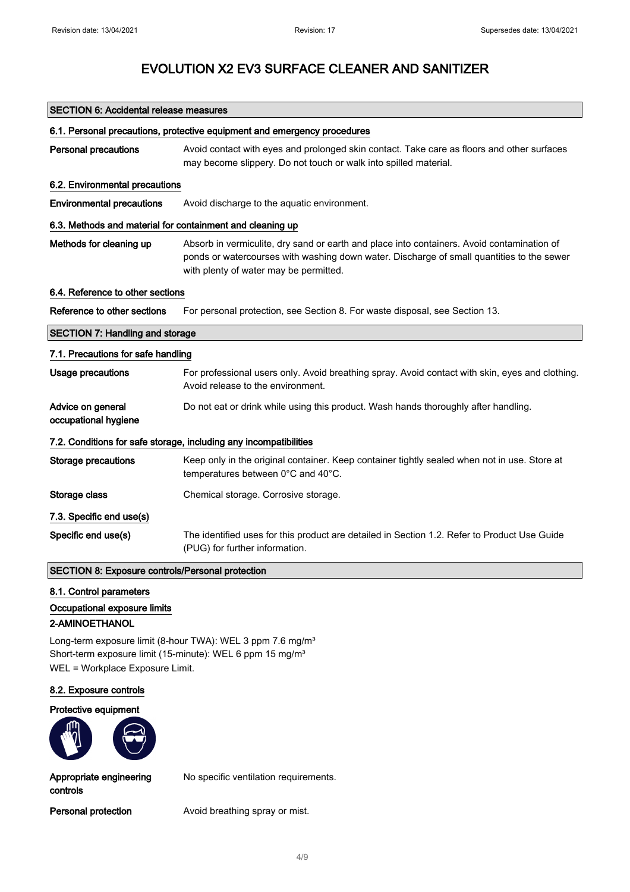# EVOLUTION X2 EV3 SURFACE CLEANER AND SANITIZER

## SECTION 6: Accidental release measures

### 6.1. Personal precautions, protective equipment and emergency procedures

**Personal precautions** Avoid contact with eyes and prolonged skin contact. Take care as floors and other surfaces may become slippery. Do not touch or walk into spilled material.

### 6.2. Environmental precautions

**Environmental precautions** Avoid discharge to the aquatic environment.

### 6.3. Methods and material for containment and cleaning up

**Methods for cleaning up** Absorb in vermiculite, dry sand or earth and place into containers. Avoid contamination of ponds or watercourses with washing down water. Discharge of small quantities to the sewer with plenty of water may be permitted.

### 6.4. Reference to other sections

**Reference to other sections** For personal protection, see Section 8. For waste disposal, see Section 13.

## SECTION 7: Handling and storage

### 7.1. Precautions for safe handling

**Usage precautions** For professional users only. Avoid breathing spray. Avoid contact with skin, eyes and clothing. Avoid release to the environment.

**Advice on general occupational hygiene** Do not eat or drink while using this product. Wash hands thoroughly after handling.

### 7.2. Conditions for safe storage, including any incompatibilities

**Storage precautions** Keep only in the original container. Keep container tightly sealed when not in use. Store at temperatures between 0°C and 40°C.

**Storage class** Chemical storage. Corrosive storage.

### 7.3. Specific end use(s)

**Specific end use(s)** The identified uses for this product are detailed in Section 1.2. Refer to Product Use Guide (PUG) for further information.

## SECTION 8: Exposure controls/Personal protection

### 8.1. Control parameters

**Occupational exposure limits**

**2-AMINOETHANOL**

Long-term exposure limit (8-hour TWA): WEL 3 ppm 7.6 mg/m³
Short-term exposure limit (15-minute): WEL 6 ppm 15 mg/m³
WEL = Workplace Exposure Limit.

### 8.2. Exposure controls

**Protective equipment**

**Appropriate engineering controls** No specific ventilation requirements.

**Personal protection** Avoid breathing spray or mist.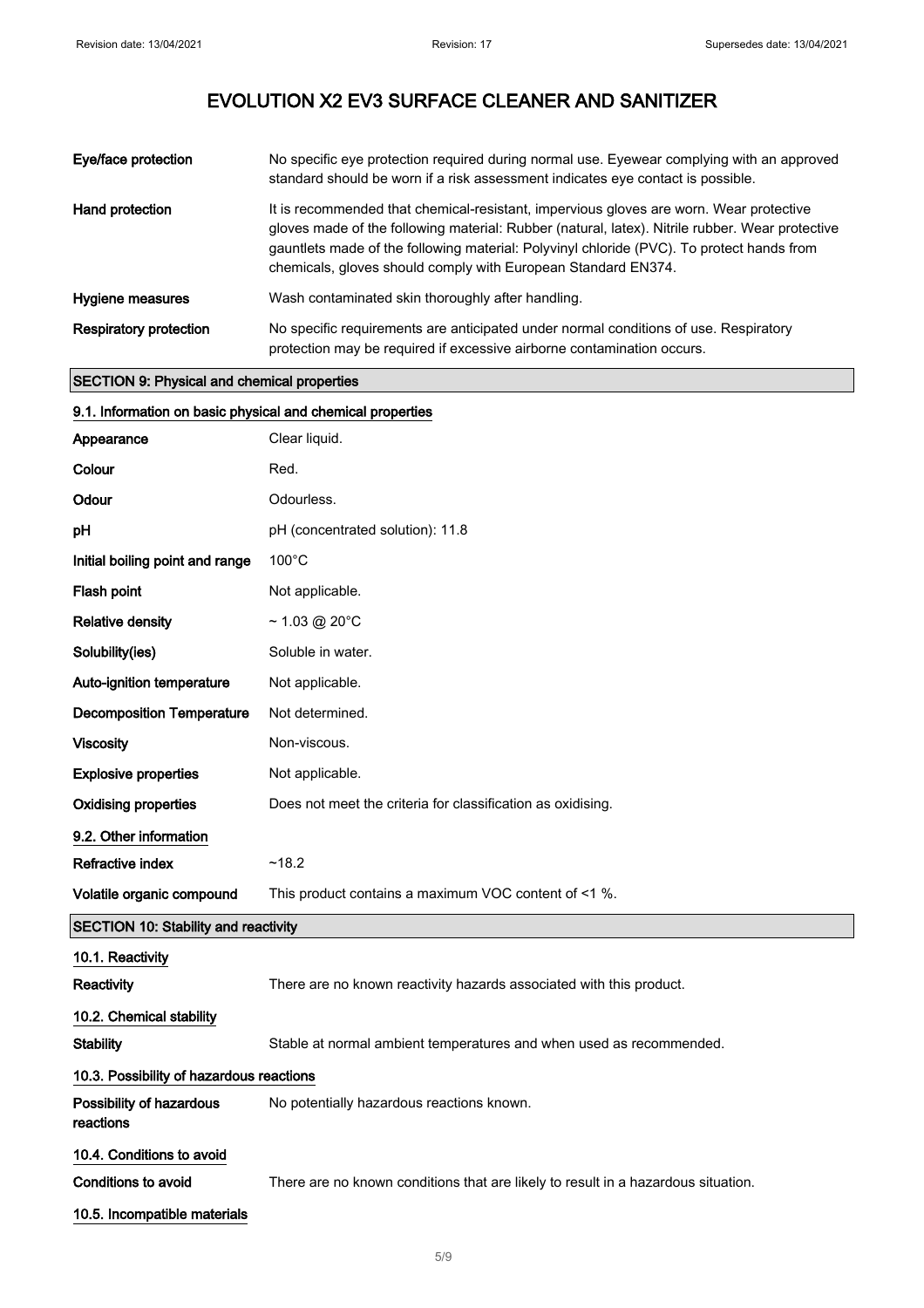# EVOLUTION X2 EV3 SURFACE CLEANER AND SANITIZER

| | |
|---|---|
| **Eye/face protection** | No specific eye protection required during normal use. Eyewear complying with an approved standard should be worn if a risk assessment indicates eye contact is possible. |
| **Hand protection** | It is recommended that chemical-resistant, impervious gloves are worn. Wear protective gloves made of the following material: Rubber (natural, latex). Nitrile rubber. Wear protective gauntlets made of the following material: Polyvinyl chloride (PVC). To protect hands from chemicals, gloves should comply with European Standard EN374. |
| **Hygiene measures** | Wash contaminated skin thoroughly after handling. |
| **Respiratory protection** | No specific requirements are anticipated under normal conditions of use. Respiratory protection may be required if excessive airborne contamination occurs. |

## SECTION 9: Physical and chemical properties

### 9.1. Information on basic physical and chemical properties

| | |
|---|---|
| **Appearance** | Clear liquid. |
| **Colour** | Red. |
| **Odour** | Odourless. |
| **pH** | pH (concentrated solution): 11.8 |
| **Initial boiling point and range** | 100°C |
| **Flash point** | Not applicable. |
| **Relative density** | ~ 1.03 @ 20°C |
| **Solubility(ies)** | Soluble in water. |
| **Auto-ignition temperature** | Not applicable. |
| **Decomposition Temperature** | Not determined. |
| **Viscosity** | Non-viscous. |
| **Explosive properties** | Not applicable. |
| **Oxidising properties** | Does not meet the criteria for classification as oxidising. |

### 9.2. Other information

| | |
|---|---|
| **Refractive index** | ~18.2 |
| **Volatile organic compound** | This product contains a maximum VOC content of <1 %. |

## SECTION 10: Stability and reactivity

### 10.1. Reactivity

| | |
|---|---|
| **Reactivity** | There are no known reactivity hazards associated with this product. |

### 10.2. Chemical stability

| | |
|---|---|
| **Stability** | Stable at normal ambient temperatures and when used as recommended. |

### 10.3. Possibility of hazardous reactions

| | |
|---|---|
| **Possibility of hazardous reactions** | No potentially hazardous reactions known. |

### 10.4. Conditions to avoid

| | |
|---|---|
| **Conditions to avoid** | There are no known conditions that are likely to result in a hazardous situation. |

### 10.5. Incompatible materials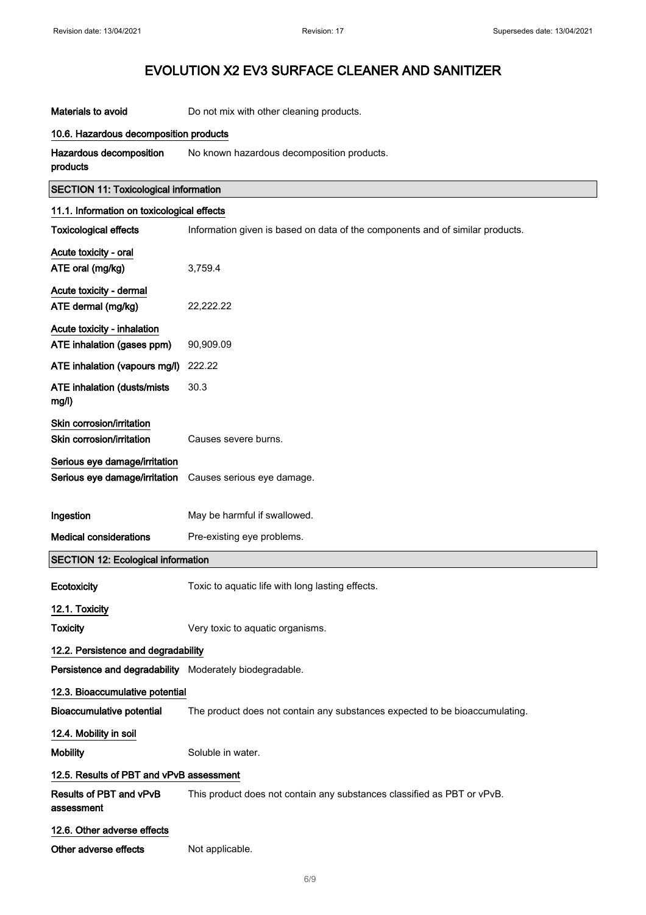# EVOLUTION X2 EV3 SURFACE CLEANER AND SANITIZER

**Materials to avoid** Do not mix with other cleaning products.

### 10.6. Hazardous decomposition products

**Hazardous decomposition products** No known hazardous decomposition products.

## SECTION 11: Toxicological information

### 11.1. Information on toxicological effects

**Toxicological effects** Information given is based on data of the components and of similar products.

**Acute toxicity - oral**

**ATE oral (mg/kg)** 3,759.4

**Acute toxicity - dermal**

**ATE dermal (mg/kg)** 22,222.22

**Acute toxicity - inhalation**

**ATE inhalation (gases ppm)** 90,909.09

**ATE inhalation (vapours mg/l)** 222.22

**ATE inhalation (dusts/mists mg/l)** 30.3

**Skin corrosion/irritation**

**Skin corrosion/irritation** Causes severe burns.

**Serious eye damage/irritation**

**Serious eye damage/irritation** Causes serious eye damage.

**Ingestion** May be harmful if swallowed.

**Medical considerations** Pre-existing eye problems.

## SECTION 12: Ecological information

**Ecotoxicity** Toxic to aquatic life with long lasting effects.

### 12.1. Toxicity

**Toxicity** Very toxic to aquatic organisms.

### 12.2. Persistence and degradability

**Persistence and degradability** Moderately biodegradable.

### 12.3. Bioaccumulative potential

**Bioaccumulative potential** The product does not contain any substances expected to be bioaccumulating.

### 12.4. Mobility in soil

**Mobility** Soluble in water.

### 12.5. Results of PBT and vPvB assessment

**Results of PBT and vPvB assessment** This product does not contain any substances classified as PBT or vPvB.

### 12.6. Other adverse effects

**Other adverse effects** Not applicable.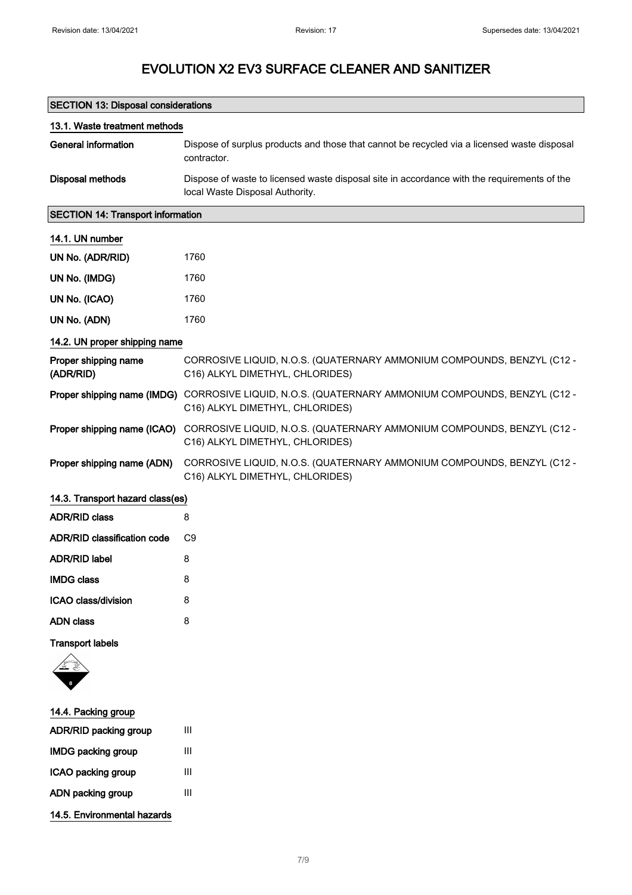# EVOLUTION X2 EV3 SURFACE CLEANER AND SANITIZER

## SECTION 13: Disposal considerations

### 13.1. Waste treatment methods

| | |
|---|---|
| **General information** | Dispose of surplus products and those that cannot be recycled via a licensed waste disposal contractor. |
| **Disposal methods** | Dispose of waste to licensed waste disposal site in accordance with the requirements of the local Waste Disposal Authority. |

## SECTION 14: Transport information

### 14.1. UN number

| | |
|---|---|
| **UN No. (ADR/RID)** | 1760 |
| **UN No. (IMDG)** | 1760 |
| **UN No. (ICAO)** | 1760 |
| **UN No. (ADN)** | 1760 |

### 14.2. UN proper shipping name

| | |
|---|---|
| **Proper shipping name (ADR/RID)** | CORROSIVE LIQUID, N.O.S. (QUATERNARY AMMONIUM COMPOUNDS, BENZYL (C12 - C16) ALKYL DIMETHYL, CHLORIDES) |
| **Proper shipping name (IMDG)** | CORROSIVE LIQUID, N.O.S. (QUATERNARY AMMONIUM COMPOUNDS, BENZYL (C12 - C16) ALKYL DIMETHYL, CHLORIDES) |
| **Proper shipping name (ICAO)** | CORROSIVE LIQUID, N.O.S. (QUATERNARY AMMONIUM COMPOUNDS, BENZYL (C12 - C16) ALKYL DIMETHYL, CHLORIDES) |
| **Proper shipping name (ADN)** | CORROSIVE LIQUID, N.O.S. (QUATERNARY AMMONIUM COMPOUNDS, BENZYL (C12 - C16) ALKYL DIMETHYL, CHLORIDES) |

### 14.3. Transport hazard class(es)

| | |
|---|---|
| **ADR/RID class** | 8 |
| **ADR/RID classification code** | C9 |
| **ADR/RID label** | 8 |
| **IMDG class** | 8 |
| **ICAO class/division** | 8 |
| **ADN class** | 8 |

**Transport labels**

### 14.4. Packing group

| | |
|---|---|
| **ADR/RID packing group** | III |
| **IMDG packing group** | III |
| **ICAO packing group** | III |
| **ADN packing group** | III |

### 14.5. Environmental hazards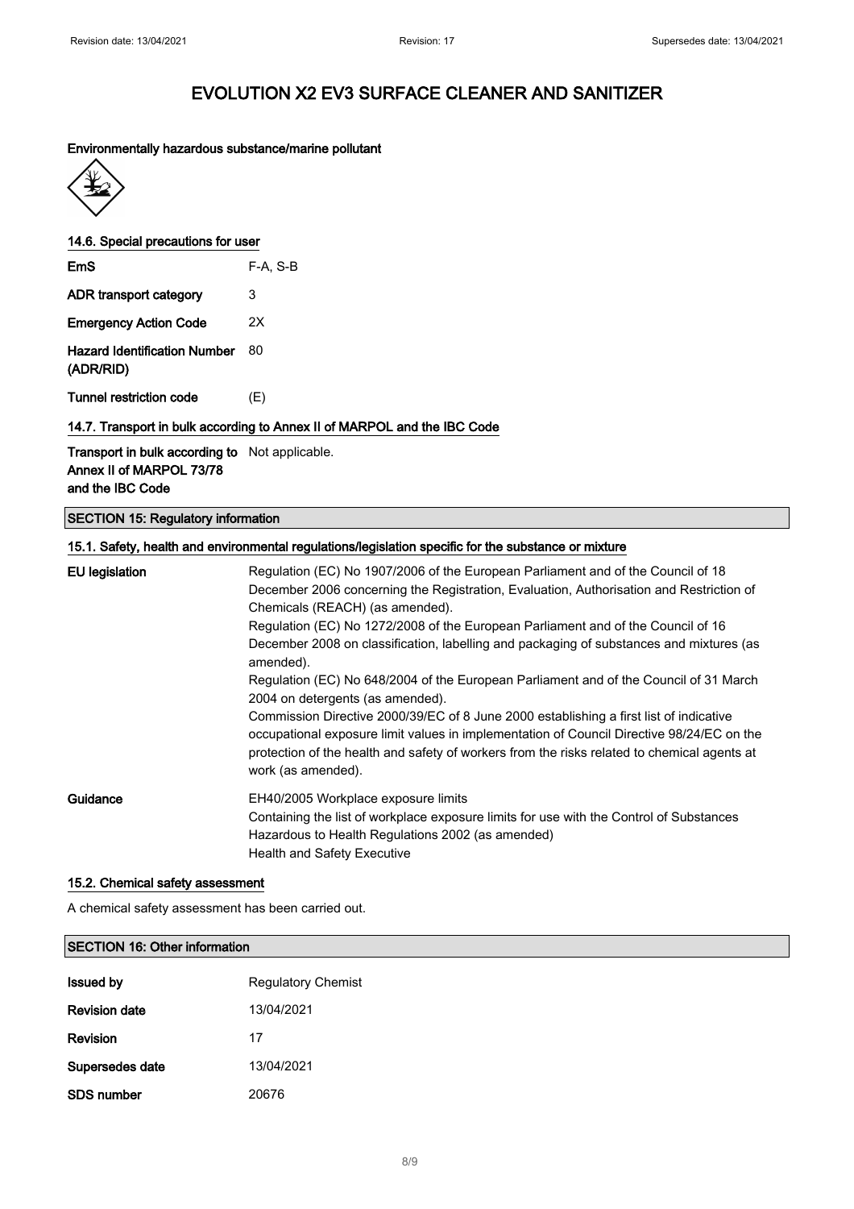# EVOLUTION X2 EV3 SURFACE CLEANER AND SANITIZER

**Environmentally hazardous substance/marine pollutant**

### 14.6. Special precautions for user

| | |
|---|---|
| **EmS** | F-A, S-B |
| **ADR transport category** | 3 |
| **Emergency Action Code** | 2X |
| **Hazard Identification Number (ADR/RID)** | 80 |
| **Tunnel restriction code** | (E) |

### 14.7. Transport in bulk according to Annex II of MARPOL and the IBC Code

| | |
|---|---|
| **Transport in bulk according to Annex II of MARPOL 73/78 and the IBC Code** | Not applicable. |

## SECTION 15: Regulatory information

### 15.1. Safety, health and environmental regulations/legislation specific for the substance or mixture

**EU legislation**

Regulation (EC) No 1907/2006 of the European Parliament and of the Council of 18 December 2006 concerning the Registration, Evaluation, Authorisation and Restriction of Chemicals (REACH) (as amended).
Regulation (EC) No 1272/2008 of the European Parliament and of the Council of 16 December 2008 on classification, labelling and packaging of substances and mixtures (as amended).
Regulation (EC) No 648/2004 of the European Parliament and of the Council of 31 March 2004 on detergents (as amended).
Commission Directive 2000/39/EC of 8 June 2000 establishing a first list of indicative occupational exposure limit values in implementation of Council Directive 98/24/EC on the protection of the health and safety of workers from the risks related to chemical agents at work (as amended).

**Guidance**

EH40/2005 Workplace exposure limits
Containing the list of workplace exposure limits for use with the Control of Substances Hazardous to Health Regulations 2002 (as amended)
Health and Safety Executive

### 15.2. Chemical safety assessment

A chemical safety assessment has been carried out.

## SECTION 16: Other information

| | |
|---|---|
| **Issued by** | Regulatory Chemist |
| **Revision date** | 13/04/2021 |
| **Revision** | 17 |
| **Supersedes date** | 13/04/2021 |
| **SDS number** | 20676 |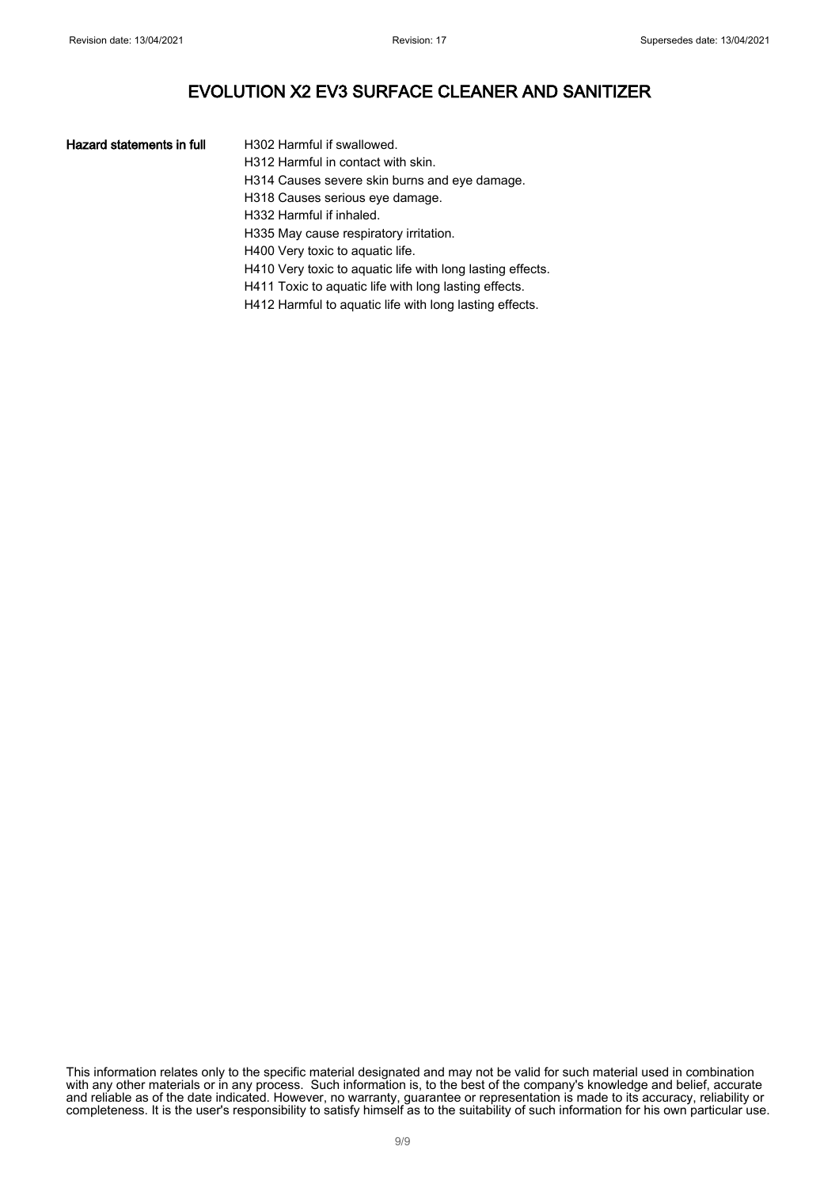# EVOLUTION X2 EV3 SURFACE CLEANER AND SANITIZER

**Hazard statements in full**

H302 Harmful if swallowed.
H312 Harmful in contact with skin.
H314 Causes severe skin burns and eye damage.
H318 Causes serious eye damage.
H332 Harmful if inhaled.
H335 May cause respiratory irritation.
H400 Very toxic to aquatic life.
H410 Very toxic to aquatic life with long lasting effects.
H411 Toxic to aquatic life with long lasting effects.
H412 Harmful to aquatic life with long lasting effects.

This information relates only to the specific material designated and may not be valid for such material used in combination with any other materials or in any process. Such information is, to the best of the company's knowledge and belief, accurate and reliable as of the date indicated. However, no warranty, guarantee or representation is made to its accuracy, reliability or completeness. It is the user's responsibility to satisfy himself as to the suitability of such information for his own particular use.